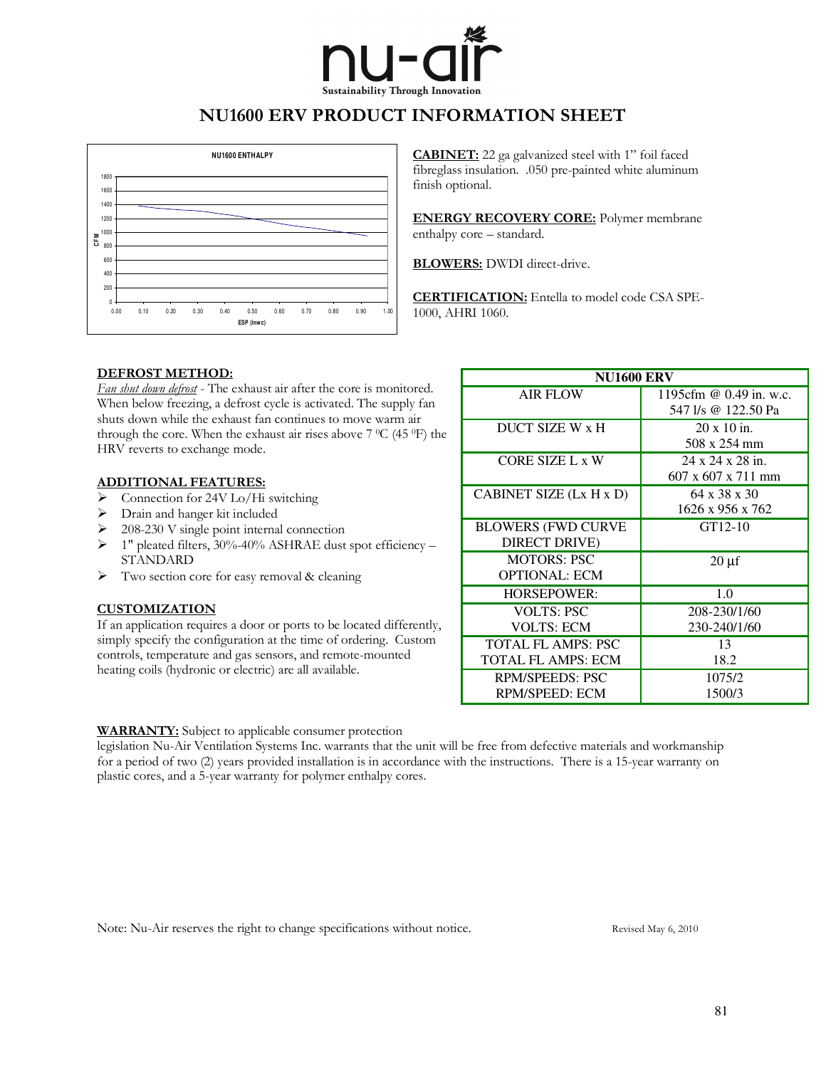nu-air

Sustainability Through Innovation

# NU1600 ERV PRODUCT INFORMATION SHEET

**CABINET:** 22 ga galvanized steel with 1" foil faced fibreglass insulation. .050 pre-painted white aluminum finish optional.

**ENERGY RECOVERY CORE:** Polymer membrane enthalpy core – standard.

**BLOWERS:** DWDI direct-drive.

**CERTIFICATION:** Entella to model code CSA SPE-1000, AHRI 1060.

## DEFROST METHOD:

*Fan shut down defrost* - The exhaust air after the core is monitored. When below freezing, a defrost cycle is activated. The supply fan shuts down while the exhaust fan continues to move warm air through the core. When the exhaust air rises above 7 ⁰C (45 ⁰F) the HRV reverts to exchange mode.

## ADDITIONAL FEATURES:

- Connection for 24V Lo/Hi switching
- Drain and hanger kit included
- 208-230 V single point internal connection
- 1" pleated filters, 30%-40% ASHRAE dust spot efficiency – STANDARD
- Two section core for easy removal & cleaning

## CUSTOMIZATION

If an application requires a door or ports to be located differently, simply specify the configuration at the time of ordering. Custom controls, temperature and gas sensors, and remote-mounted heating coils (hydronic or electric) are all available.

| NU1600 ERV | |
|---|---|
| AIR FLOW | 1195cfm @ 0.49 in. w.c.<br>547 l/s @ 122.50 Pa |
| DUCT SIZE W x H | 20 x 10 in.<br>508 x 254 mm |
| CORE SIZE L x W | 24 x 24 x 28 in.<br>607 x 607 x 711 mm |
| CABINET SIZE (Lx H x D) | 64 x 38 x 30<br>1626 x 956 x 762 |
| BLOWERS (FWD CURVE DIRECT DRIVE) | GT12-10 |
| MOTORS: PSC<br>OPTIONAL: ECM | 20 µf |
| HORSEPOWER: | 1.0 |
| VOLTS: PSC<br>VOLTS: ECM | 208-230/1/60<br>230-240/1/60 |
| TOTAL FL AMPS: PSC<br>TOTAL FL AMPS: ECM | 13<br>18.2 |
| RPM/SPEEDS: PSC<br>RPM/SPEED: ECM | 1075/2<br>1500/3 |

**WARRANTY:** Subject to applicable consumer protection legislation Nu-Air Ventilation Systems Inc. warrants that the unit will be free from defective materials and workmanship for a period of two (2) years provided installation is in accordance with the instructions. There is a 15-year warranty on plastic cores, and a 5-year warranty for polymer enthalpy cores.

Note: Nu-Air reserves the right to change specifications without notice.

Revised May 6, 2010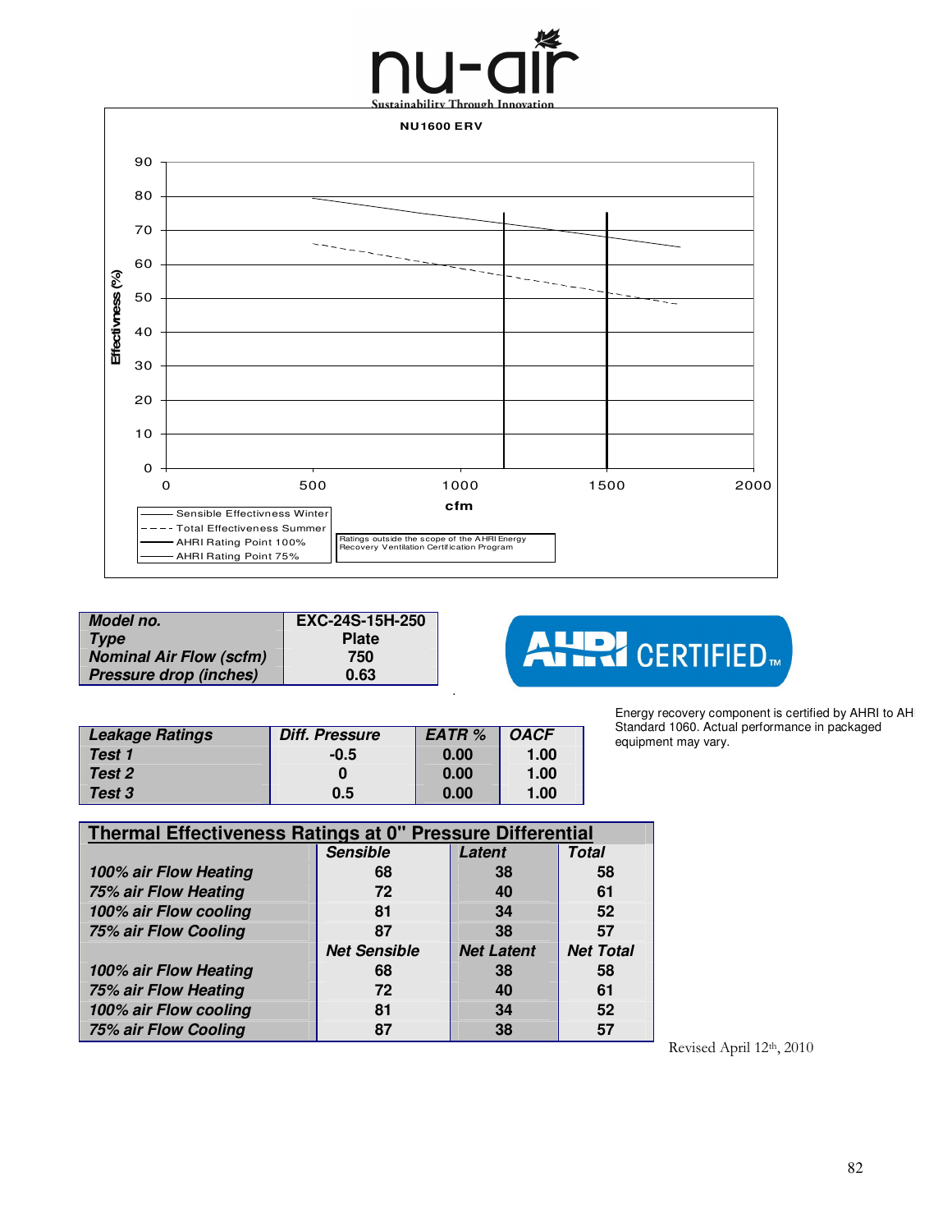# nu-air

Sustainability Through Innovation

**NU1600 ERV**

Effectivness (%)

90
80
70
60
50
40
30
20
10
0

0 500 1000 1500 2000

cfm

- Sensible Effectivness Winter
- Total Effectiveness Summer
- AHRI Rating Point 100%
- AHRI Rating Point 75%

Ratings outside the scope of the AHRI Energy Recovery Ventilation Certification Program

| *Model no.* | EXC-24S-15H-250 |
|---|---|
| *Type* | Plate |
| *Nominal Air Flow (scfm)* | 750 |
| *Pressure drop (inches)* | 0.63 |

AHRI CERTIFIED™

Energy recovery component is certified by AHRI to AH Standard 1060. Actual performance in packaged equipment may vary.

| *Leakage Ratings* | *Diff. Pressure* | *EATR %* | *OACF* |
|---|---|---|---|
| *Test 1* | -0.5 | 0.00 | 1.00 |
| *Test 2* | 0 | 0.00 | 1.00 |
| *Test 3* | 0.5 | 0.00 | 1.00 |

| Thermal Effectiveness Ratings at 0" Pressure Differential | | | |
|---|---|---|---|
| | *Sensible* | *Latent* | *Total* |
| *100% air Flow Heating* | 68 | 38 | 58 |
| *75% air Flow Heating* | 72 | 40 | 61 |
| *100% air Flow cooling* | 81 | 34 | 52 |
| *75% air Flow Cooling* | 87 | 38 | 57 |
| | *Net Sensible* | *Net Latent* | *Net Total* |
| *100% air Flow Heating* | 68 | 38 | 58 |
| *75% air Flow Heating* | 72 | 40 | 61 |
| *100% air Flow cooling* | 81 | 34 | 52 |
| *75% air Flow Cooling* | 87 | 38 | 57 |

Revised April 12th, 2010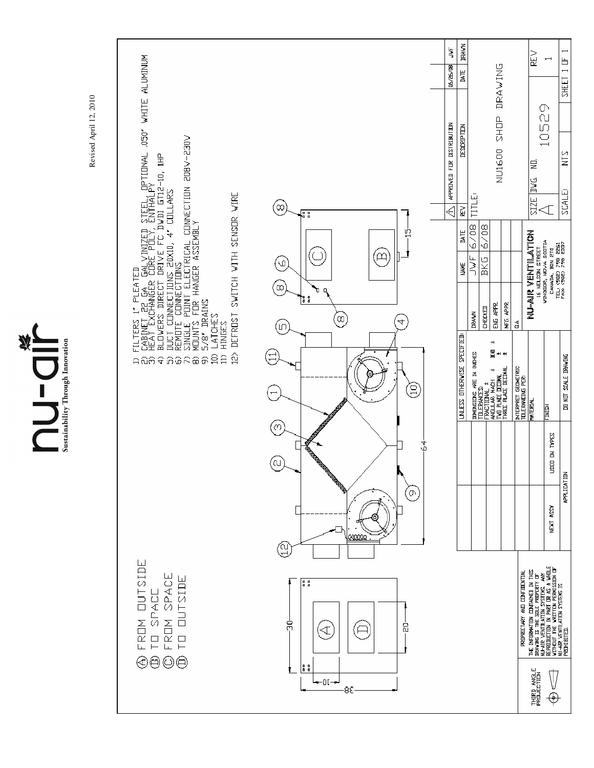**nu-air**
Sustainability Through Innovation

Revised April 12, 2010

Ⓐ FROM OUTSIDE
Ⓑ TO SPACE
Ⓒ FROM SPACE
Ⓓ TO OUTSIDE

1) FILTERS 1" PLEATED
2) CABINET 22 GA. GALVINIZED STEEL, OPTIONAL .050" WHITE ALUMINUM
3) HEAT EXCHANGER CORE POLY, ENTHALPY
4) BLOWERS DIRECT DRIVE FC DWDI GT12-10, 1HP
5) DUCT CONNECTIONS 20X10, 4" COLLARS
6) REMOTE CONNECTIONS
7) SINGLE POINT ELECTRICAL CONNECTION 208V-230V
8) MOUNTS FOR HANGER ASSEMBLY
9) 5/8" DRAINS
10) LATCHES
11) HINGES
12) DEFROST SWITCH WITH SENSOR WIRE

30
10
38
20
64
15

| | | | |
|---|---|---|---|
| △ | APPROVED FOR DISTRIBUTION | 06/26/08 | JWF |
| REV | DESCRIPTION | DATE | DRAWN |

TITLE: NU1600 SHOP DRAWING

| | | |
|---|---|---|
| | NAME | DATE |
| DRAWN | JWF | 6/08 |
| CHECKED | BKG | 6/08 |
| ENG APPR. | | |
| MFG APPR. | | |
| Q.A. | | |

UNLESS OTHERWISE SPECIFIED:
DIMENSIONS ARE IN INCHES
TOLERANCES:
FRACTIONAL ±
ANGULAR: MACH ± BEND ±
TWO PLACE DECIMAL ±
THREE PLACE DECIMAL ±

INTERPRET GEOMETRIC TOLERANCING PER:
MATERIAL
FINISH
DO NOT SCALE DRAWING

NEXT ASSY | USED ON TYPES
APPLICATION

**NU-AIR VENTILATION**
16 NELSON STREET
WINDSOR, NOVA SCOTIA
CANADA B0N 2T0
TEL: (902) 798 2261
FAX: (902) 798 2557

SIZE: A | DWG. NO. 10529 | REV 1
SCALE: NTS | SHEET 1 OF 1

THIRD ANGLE PROJECTION

PROPRIETARY AND CONFIDENTIAL
THE INFORMATION CONTAINED IN THIS DRAWING IS THE SOLE PROPERTY OF NU-AIR VENTILATION SYSTEMS. ANY REPRODUCTION IN PART OR AS A WHOLE WITHOUT THE WRITTEN PERMISSION OF NU-AIR VENTILATION SYSTEMS IS PROHIBITED.